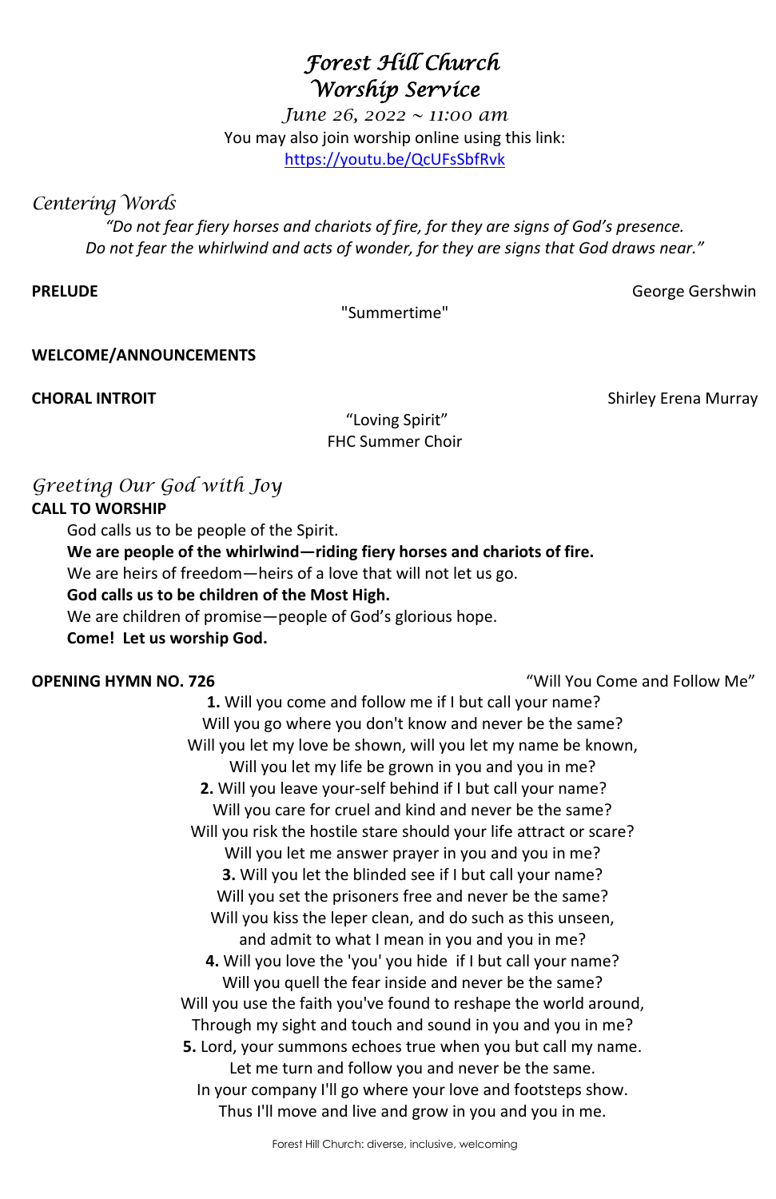# *Forest Hill Church*
# *Worship Service*

*June 26, 2022 ~ 11:00 am*

You may also join worship online using this link:
https://youtu.be/QcUFsSbfRvk

## *Centering Words*

*"Do not fear fiery horses and chariots of fire, for they are signs of God's presence.*
*Do not fear the whirlwind and acts of wonder, for they are signs that God draws near."*

**PRELUDE** George Gershwin

"Summertime"

**WELCOME/ANNOUNCEMENTS**

**CHORAL INTROIT** Shirley Erena Murray

"Loving Spirit"
FHC Summer Choir

## *Greeting Our God with Joy*

**CALL TO WORSHIP**

God calls us to be people of the Spirit.
**We are people of the whirlwind—riding fiery horses and chariots of fire.**
We are heirs of freedom—heirs of a love that will not let us go.
**God calls us to be children of the Most High.**
We are children of promise—people of God's glorious hope.
**Come! Let us worship God.**

**OPENING HYMN NO. 726** "Will You Come and Follow Me"

**1.** Will you come and follow me if I but call your name?
Will you go where you don't know and never be the same?
Will you let my love be shown, will you let my name be known,
Will you let my life be grown in you and you in me?

**2.** Will you leave your-self behind if I but call your name?
Will you care for cruel and kind and never be the same?
Will you risk the hostile stare should your life attract or scare?
Will you let me answer prayer in you and you in me?

**3.** Will you let the blinded see if I but call your name?
Will you set the prisoners free and never be the same?
Will you kiss the leper clean, and do such as this unseen,
and admit to what I mean in you and you in me?

**4.** Will you love the 'you' you hide if I but call your name?
Will you quell the fear inside and never be the same?
Will you use the faith you've found to reshape the world around,
Through my sight and touch and sound in you and you in me?

**5.** Lord, your summons echoes true when you but call my name.
Let me turn and follow you and never be the same.
In your company I'll go where your love and footsteps show.
Thus I'll move and live and grow in you and you in me.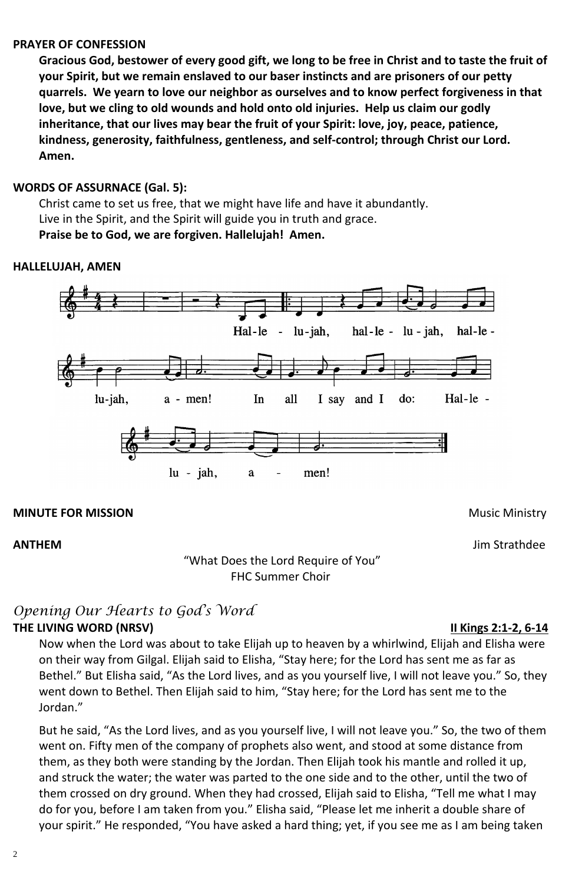**PRAYER OF CONFESSION**

**Gracious God, bestower of every good gift, we long to be free in Christ and to taste the fruit of your Spirit, but we remain enslaved to our baser instincts and are prisoners of our petty quarrels. We yearn to love our neighbor as ourselves and to know perfect forgiveness in that love, but we cling to old wounds and hold onto old injuries. Help us claim our godly inheritance, that our lives may bear the fruit of your Spirit: love, joy, peace, patience, kindness, generosity, faithfulness, gentleness, and self-control; through Christ our Lord. Amen.**

**WORDS OF ASSURNACE (Gal. 5):**

Christ came to set us free, that we might have life and have it abundantly.
Live in the Spirit, and the Spirit will guide you in truth and grace.
**Praise be to God, we are forgiven. Hallelujah! Amen.**

**HALLELUJAH, AMEN**

Hal-le - lu-jah, hal-le - lu - jah, hal-le - lu-jah, a - men! In all I say and I do: Hal-le - lu - jah, a - men!

**MINUTE FOR MISSION** Music Ministry

**ANTHEM** Jim Strathdee

"What Does the Lord Require of You"
FHC Summer Choir

## *Opening Our Hearts to God's Word*

**THE LIVING WORD (NRSV)** **II Kings 2:1-2, 6-14**

Now when the Lord was about to take Elijah up to heaven by a whirlwind, Elijah and Elisha were on their way from Gilgal. Elijah said to Elisha, "Stay here; for the Lord has sent me as far as Bethel." But Elisha said, "As the Lord lives, and as you yourself live, I will not leave you." So, they went down to Bethel. Then Elijah said to him, "Stay here; for the Lord has sent me to the Jordan."

But he said, "As the Lord lives, and as you yourself live, I will not leave you." So, the two of them went on. Fifty men of the company of prophets also went, and stood at some distance from them, as they both were standing by the Jordan. Then Elijah took his mantle and rolled it up, and struck the water; the water was parted to the one side and to the other, until the two of them crossed on dry ground. When they had crossed, Elijah said to Elisha, "Tell me what I may do for you, before I am taken from you." Elisha said, "Please let me inherit a double share of your spirit." He responded, "You have asked a hard thing; yet, if you see me as I am being taken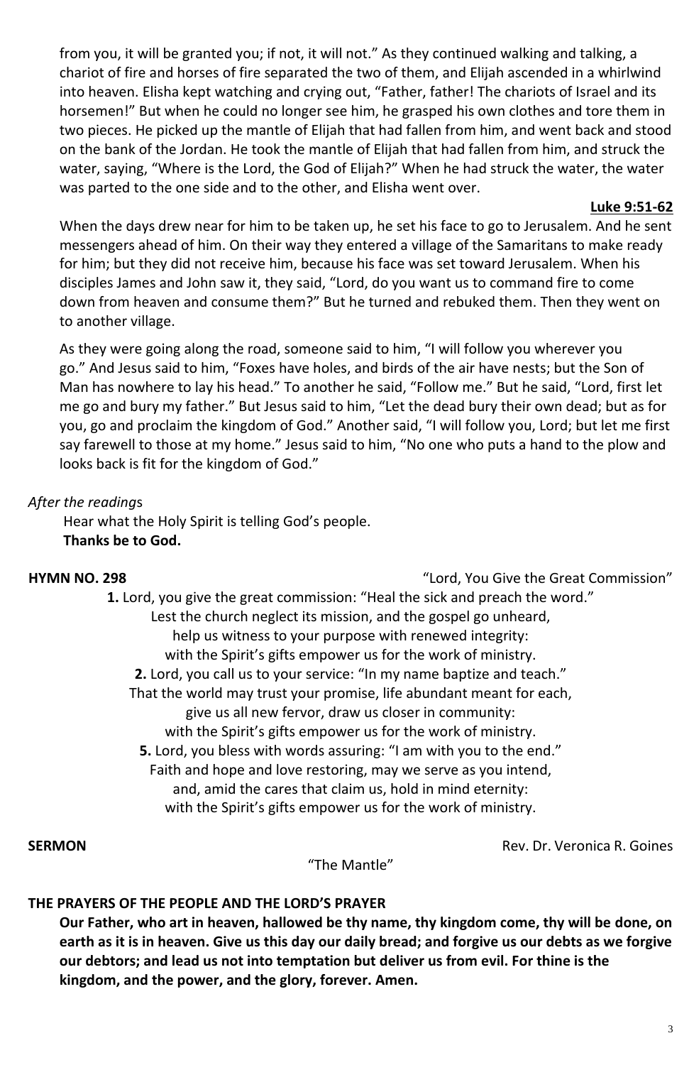from you, it will be granted you; if not, it will not." As they continued walking and talking, a chariot of fire and horses of fire separated the two of them, and Elijah ascended in a whirlwind into heaven. Elisha kept watching and crying out, "Father, father! The chariots of Israel and its horsemen!" But when he could no longer see him, he grasped his own clothes and tore them in two pieces. He picked up the mantle of Elijah that had fallen from him, and went back and stood on the bank of the Jordan. He took the mantle of Elijah that had fallen from him, and struck the water, saying, "Where is the Lord, the God of Elijah?" When he had struck the water, the water was parted to the one side and to the other, and Elisha went over.

**Luke 9:51-62**

When the days drew near for him to be taken up, he set his face to go to Jerusalem. And he sent messengers ahead of him. On their way they entered a village of the Samaritans to make ready for him; but they did not receive him, because his face was set toward Jerusalem. When his disciples James and John saw it, they said, "Lord, do you want us to command fire to come down from heaven and consume them?" But he turned and rebuked them. Then they went on to another village.

As they were going along the road, someone said to him, "I will follow you wherever you go." And Jesus said to him, "Foxes have holes, and birds of the air have nests; but the Son of Man has nowhere to lay his head." To another he said, "Follow me." But he said, "Lord, first let me go and bury my father." But Jesus said to him, "Let the dead bury their own dead; but as for you, go and proclaim the kingdom of God." Another said, "I will follow you, Lord; but let me first say farewell to those at my home." Jesus said to him, "No one who puts a hand to the plow and looks back is fit for the kingdom of God."

*After the readings*

Hear what the Holy Spirit is telling God's people.
**Thanks be to God.**

**HYMN NO. 298** "Lord, You Give the Great Commission"

**1.** Lord, you give the great commission: "Heal the sick and preach the word."
Lest the church neglect its mission, and the gospel go unheard,
help us witness to your purpose with renewed integrity:
with the Spirit's gifts empower us for the work of ministry.

**2.** Lord, you call us to your service: "In my name baptize and teach."
That the world may trust your promise, life abundant meant for each,
give us all new fervor, draw us closer in community:
with the Spirit's gifts empower us for the work of ministry.

**5.** Lord, you bless with words assuring: "I am with you to the end."
Faith and hope and love restoring, may we serve as you intend,
and, amid the cares that claim us, hold in mind eternity:
with the Spirit's gifts empower us for the work of ministry.

**SERMON** Rev. Dr. Veronica R. Goines

"The Mantle"

**THE PRAYERS OF THE PEOPLE AND THE LORD'S PRAYER**

**Our Father, who art in heaven, hallowed be thy name, thy kingdom come, thy will be done, on earth as it is in heaven. Give us this day our daily bread; and forgive us our debts as we forgive our debtors; and lead us not into temptation but deliver us from evil. For thine is the kingdom, and the power, and the glory, forever. Amen.**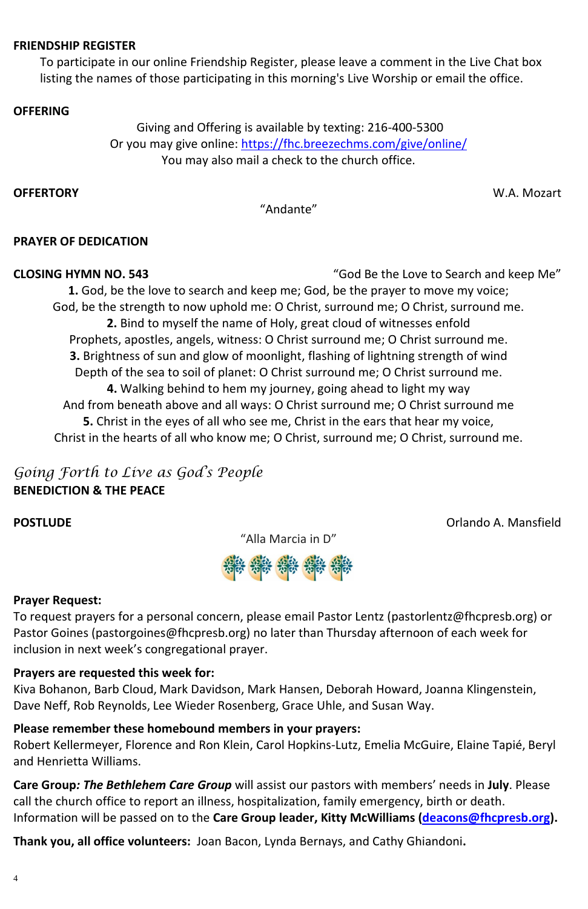**FRIENDSHIP REGISTER**

To participate in our online Friendship Register, please leave a comment in the Live Chat box listing the names of those participating in this morning's Live Worship or email the office.

**OFFERING**

Giving and Offering is available by texting: 216-400-5300
Or you may give online: [https://fhc.breezechms.com/give/online/](https://fhc.breezechms.com/give/online/)
You may also mail a check to the church office.

**OFFERTORY** W.A. Mozart

"Andante"

**PRAYER OF DEDICATION**

**CLOSING HYMN NO. 543** "God Be the Love to Search and keep Me"

**1.** God, be the love to search and keep me; God, be the prayer to move my voice;
God, be the strength to now uphold me: O Christ, surround me; O Christ, surround me.

**2.** Bind to myself the name of Holy, great cloud of witnesses enfold
Prophets, apostles, angels, witness: O Christ surround me; O Christ surround me.

**3.** Brightness of sun and glow of moonlight, flashing of lightning strength of wind
Depth of the sea to soil of planet: O Christ surround me; O Christ surround me.

**4.** Walking behind to hem my journey, going ahead to light my way
And from beneath above and all ways: O Christ surround me; O Christ surround me

**5.** Christ in the eyes of all who see me, Christ in the ears that hear my voice,
Christ in the hearts of all who know me; O Christ, surround me; O Christ, surround me.

## *Going Forth to Live as God's People*

**BENEDICTION & THE PEACE**

**POSTLUDE** Orlando A. Mansfield

"Alla Marcia in D"

**Prayer Request:**

To request prayers for a personal concern, please email Pastor Lentz (pastorlentz@fhcpresb.org) or Pastor Goines (pastorgoines@fhcpresb.org) no later than Thursday afternoon of each week for inclusion in next week's congregational prayer.

**Prayers are requested this week for:**

Kiva Bohanon, Barb Cloud, Mark Davidson, Mark Hansen, Deborah Howard, Joanna Klingenstein, Dave Neff, Rob Reynolds, Lee Wieder Rosenberg, Grace Uhle, and Susan Way.

**Please remember these homebound members in your prayers:**

Robert Kellermeyer, Florence and Ron Klein, Carol Hopkins-Lutz, Emelia McGuire, Elaine Tapié, Beryl and Henrietta Williams.

**Care Group*: The Bethlehem Care Group*** will assist our pastors with members' needs in **July**. Please call the church office to report an illness, hospitalization, family emergency, birth or death. Information will be passed on to the **Care Group leader, Kitty McWilliams ([deacons@fhcpresb.org](mailto:deacons@fhcpresb.org)).**

**Thank you, all office volunteers:** Joan Bacon, Lynda Bernays, and Cathy Ghiandoni**.**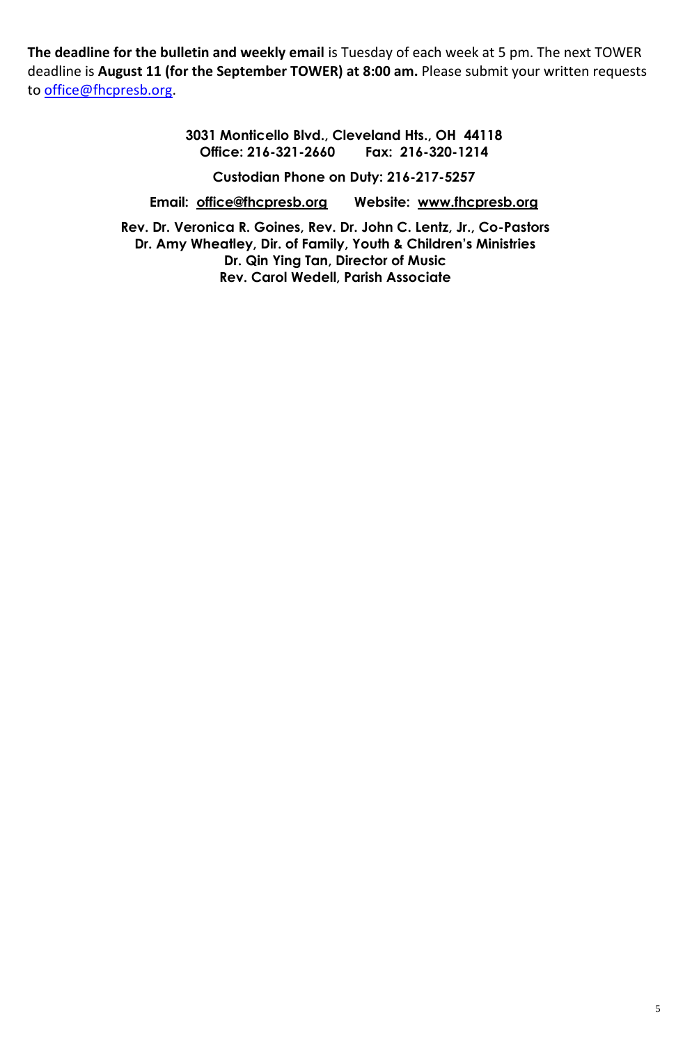**The deadline for the bulletin and weekly email** is Tuesday of each week at 5 pm. The next TOWER deadline is **August 11 (for the September TOWER) at 8:00 am.** Please submit your written requests to office@fhcpresb.org.

**3031 Monticello Blvd., Cleveland Hts., OH 44118**
**Office: 216-321-2660 Fax: 216-320-1214**

**Custodian Phone on Duty: 216-217-5257**

**Email: office@fhcpresb.org Website: www.fhcpresb.org**

**Rev. Dr. Veronica R. Goines, Rev. Dr. John C. Lentz, Jr., Co-Pastors**
**Dr. Amy Wheatley, Dir. of Family, Youth & Children's Ministries**
**Dr. Qin Ying Tan, Director of Music**
**Rev. Carol Wedell, Parish Associate**